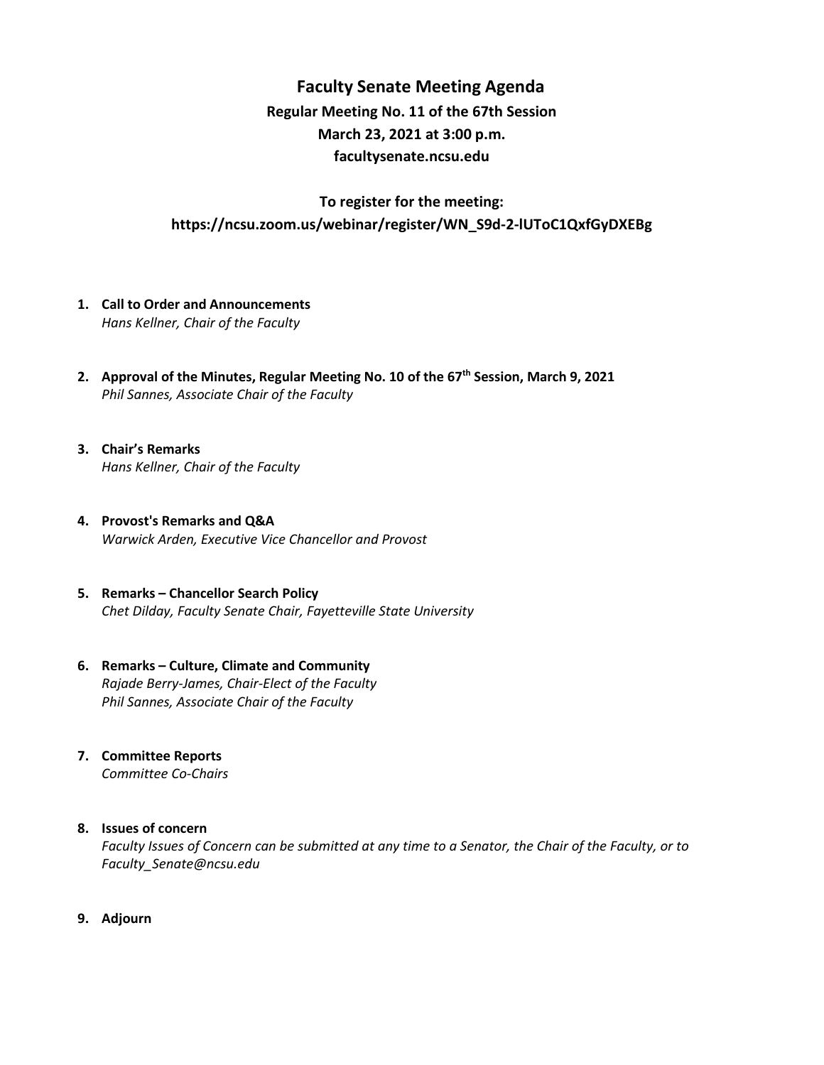# Faculty Senate Meeting Agenda

**Regular Meeting No. 11 of the 67th Session**
**March 23, 2021 at 3:00 p.m.**
**facultysenate.ncsu.edu**

**To register for the meeting:**
**https://ncsu.zoom.us/webinar/register/WN_S9d-2-lUToC1QxfGyDXEBg**

1. **Call to Order and Announcements**
   *Hans Kellner, Chair of the Faculty*

2. **Approval of the Minutes, Regular Meeting No. 10 of the 67th Session, March 9, 2021**
   *Phil Sannes, Associate Chair of the Faculty*

3. **Chair's Remarks**
   *Hans Kellner, Chair of the Faculty*

4. **Provost's Remarks and Q&A**
   *Warwick Arden, Executive Vice Chancellor and Provost*

5. **Remarks – Chancellor Search Policy**
   *Chet Dilday, Faculty Senate Chair, Fayetteville State University*

6. **Remarks – Culture, Climate and Community**
   *Rajade Berry-James, Chair-Elect of the Faculty*
   *Phil Sannes, Associate Chair of the Faculty*

7. **Committee Reports**
   *Committee Co-Chairs*

8. **Issues of concern**
   *Faculty Issues of Concern can be submitted at any time to a Senator, the Chair of the Faculty, or to Faculty_Senate@ncsu.edu*

9. **Adjourn**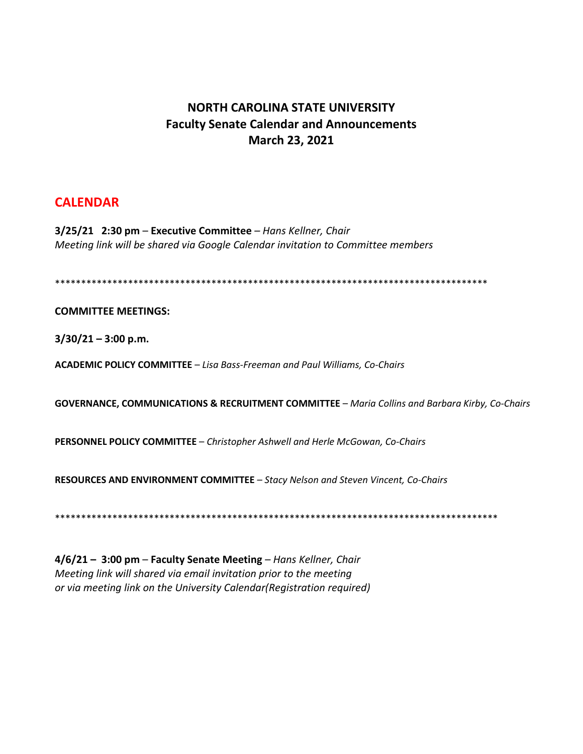# NORTH CAROLINA STATE UNIVERSITY
## Faculty Senate Calendar and Announcements
## March 23, 2021

## CALENDAR

**3/25/21 2:30 pm** – **Executive Committee** – *Hans Kellner, Chair*
*Meeting link will be shared via Google Calendar invitation to Committee members*

************************************************************************************

**COMMITTEE MEETINGS:**

**3/30/21 – 3:00 p.m.**

**ACADEMIC POLICY COMMITTEE** – *Lisa Bass-Freeman and Paul Williams, Co-Chairs*

**GOVERNANCE, COMMUNICATIONS & RECRUITMENT COMMITTEE** – *Maria Collins and Barbara Kirby, Co-Chairs*

**PERSONNEL POLICY COMMITTEE** – *Christopher Ashwell and Herle McGowan, Co-Chairs*

**RESOURCES AND ENVIRONMENT COMMITTEE** – *Stacy Nelson and Steven Vincent, Co-Chairs*

*************************************************************************************

**4/6/21 – 3:00 pm** – **Faculty Senate Meeting** – *Hans Kellner, Chair*
*Meeting link will shared via email invitation prior to the meeting*
*or via meeting link on the University Calendar(Registration required)*